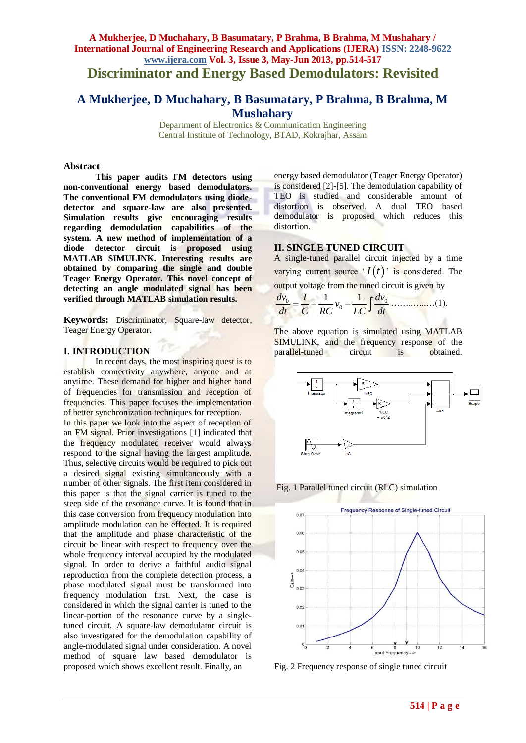# Discriminator and Energy Based Demodulators: Revisited

## A Mukherjee, D Muchahary, B Basumatary, P Brahma, B Brahma, M Mushahary

Department of Electronics & Communication Engineering
Central Institute of Technology, BTAD, Kokrajhar, Assam

### Abstract

**This paper audits FM detectors using non-conventional energy based demodulators. The conventional FM demodulators using diode-detector and square-law are also presented. Simulation results give encouraging results regarding demodulation capabilities of the system. A new method of implementation of a diode detector circuit is proposed using MATLAB SIMULINK. Interesting results are obtained by comparing the single and double Teager Energy Operator. This novel concept of detecting an angle modulated signal has been verified through MATLAB simulation results.**

**Keywords:** Discriminator, Square-law detector, Teager Energy Operator.

## I. INTRODUCTION

In recent days, the most inspiring quest is to establish connectivity anywhere, anyone and at anytime. These demand for higher and higher band of frequencies for transmission and reception of frequencies. This paper focuses the implementation of better synchronization techniques for reception.

In this paper we look into the aspect of reception of an FM signal. Prior investigations [1] indicated that the frequency modulated receiver would always respond to the signal having the largest amplitude. Thus, selective circuits would be required to pick out a desired signal existing simultaneously with a number of other signals. The first item considered in this paper is that the signal carrier is tuned to the steep side of the resonance curve. It is found that in this case conversion from frequency modulation into amplitude modulation can be effected. It is required that the amplitude and phase characteristic of the circuit be linear with respect to frequency over the whole frequency interval occupied by the modulated signal. In order to derive a faithful audio signal reproduction from the complete detection process, a phase modulated signal must be transformed into frequency modulation first. Next, the case is considered in which the signal carrier is tuned to the linear-portion of the resonance curve by a single-tuned circuit. A square-law demodulator circuit is also investigated for the demodulation capability of angle-modulated signal under consideration. A novel method of square law based demodulator is proposed which shows excellent result. Finally, an energy based demodulator (Teager Energy Operator) is considered [2]-[5]. The demodulation capability of TEO is studied and considerable amount of distortion is observed. A dual TEO based demodulator is proposed which reduces this distortion.

## II. SINGLE TUNED CIRCUIT

A single-tuned parallel circuit injected by a time varying current source '$I(t)$' is considered. The output voltage from the tuned circuit is given by

$$\frac{dv_0}{dt} = \frac{I}{C} - \frac{1}{RC}v_0 - \frac{1}{LC}\int\frac{dv_0}{dt} \quad \text{……………(1).}$$

The above equation is simulated using MATLAB SIMULINK, and the frequency response of the parallel-tuned circuit is obtained.

Fig. 1 Parallel tuned circuit (RLC) simulation

Fig. 2 Frequency response of single tuned circuit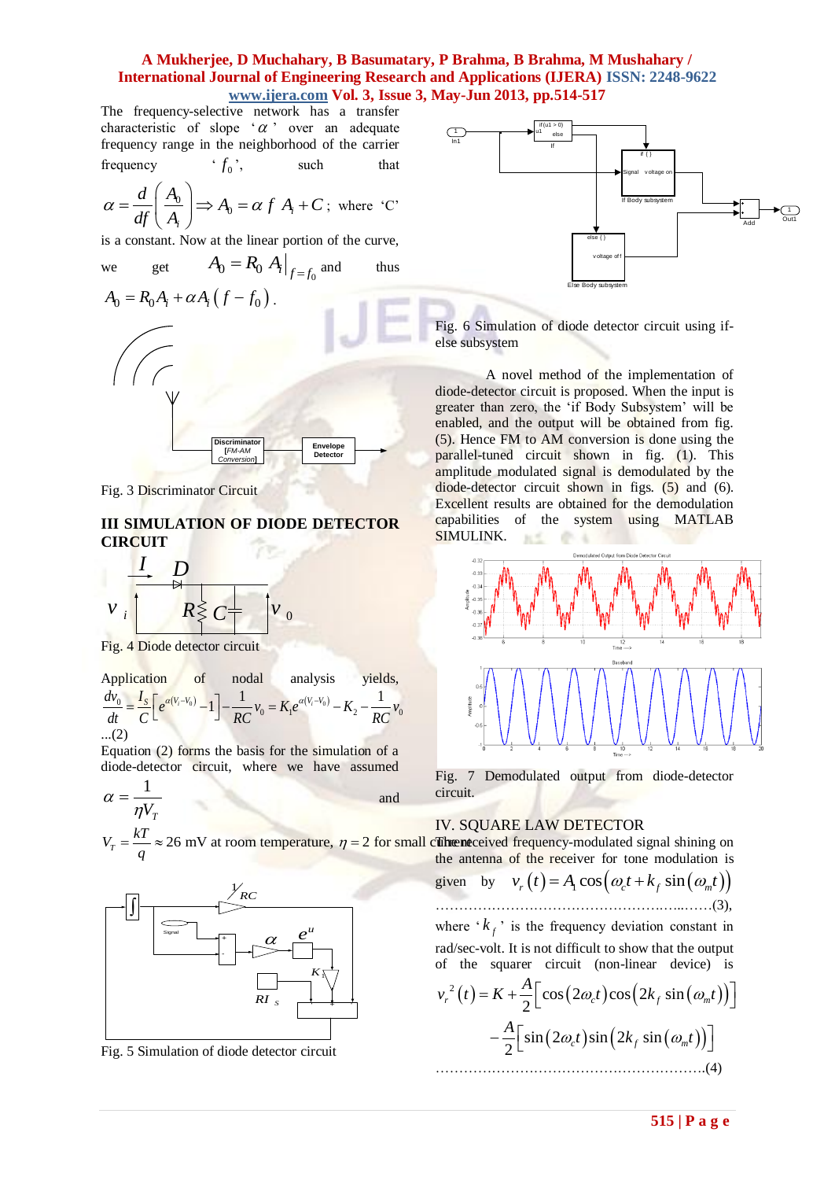The frequency-selective network has a transfer characteristic of slope '$\alpha$' over an adequate frequency range in the neighborhood of the carrier frequency '$f_0$', such that

$$\alpha = \frac{d}{df}\left(\frac{A_0}{A_i}\right) \Rightarrow A_0 = \alpha f A_i + C \text{; where 'C'}$$

is a constant. Now at the linear portion of the curve, we get $A_0 = R_0 A_i\big|_{f=f_0}$ and thus $A_0 = R_0 A_i + \alpha A_i (f - f_0)$.

Fig. 3 Discriminator Circuit

## III SIMULATION OF DIODE DETECTOR CIRCUIT

Fig. 4 Diode detector circuit

Application of nodal analysis yields,

$$\frac{dv_0}{dt} = \frac{I_S}{C}\left[e^{\alpha(V_i - V_0)} - 1\right] - \frac{1}{RC}v_0 = K_1 e^{\alpha(V_i - V_0)} - K_2 - \frac{1}{RC}v_0$$

...(2)

Equation (2) forms the basis for the simulation of a diode-detector circuit, where we have assumed $\alpha = \frac{1}{\eta V_T}$ and $V_T = \frac{kT}{q} \approx 26$ mV at room temperature, $\eta = 2$ for small current.

Fig. 5 Simulation of diode detector circuit

Fig. 6 Simulation of diode detector circuit using if-else subsystem

A novel method of the implementation of diode-detector circuit is proposed. When the input is greater than zero, the 'if Body Subsystem' will be enabled, and the output will be obtained from fig. (5). Hence FM to AM conversion is done using the parallel-tuned circuit shown in fig. (1). This amplitude modulated signal is demodulated by the diode-detector circuit shown in figs. (5) and (6). Excellent results are obtained for the demodulation capabilities of the system using MATLAB SIMULINK.

Fig. 7 Demodulated output from diode-detector circuit.

## IV. SQUARE LAW DETECTOR

The received frequency-modulated signal shining on the antenna of the receiver for tone modulation is given by $v_r(t) = A_1 \cos\left(\omega_c t + k_f \sin(\omega_m t)\right)$ ……………………………………………..……(3),

where '$k_f$' is the frequency deviation constant in rad/sec-volt. It is not difficult to show that the output of the squarer circuit (non-linear device) is

$$v_r^{\,2}(t) = K + \frac{A}{2}\left[\cos(2\omega_c t)\cos\left(2k_f \sin(\omega_m t)\right)\right]$$

$$-\frac{A}{2}\left[\sin(2\omega_c t)\sin\left(2k_f \sin(\omega_m t)\right)\right]$$

…………………………………………………….(4)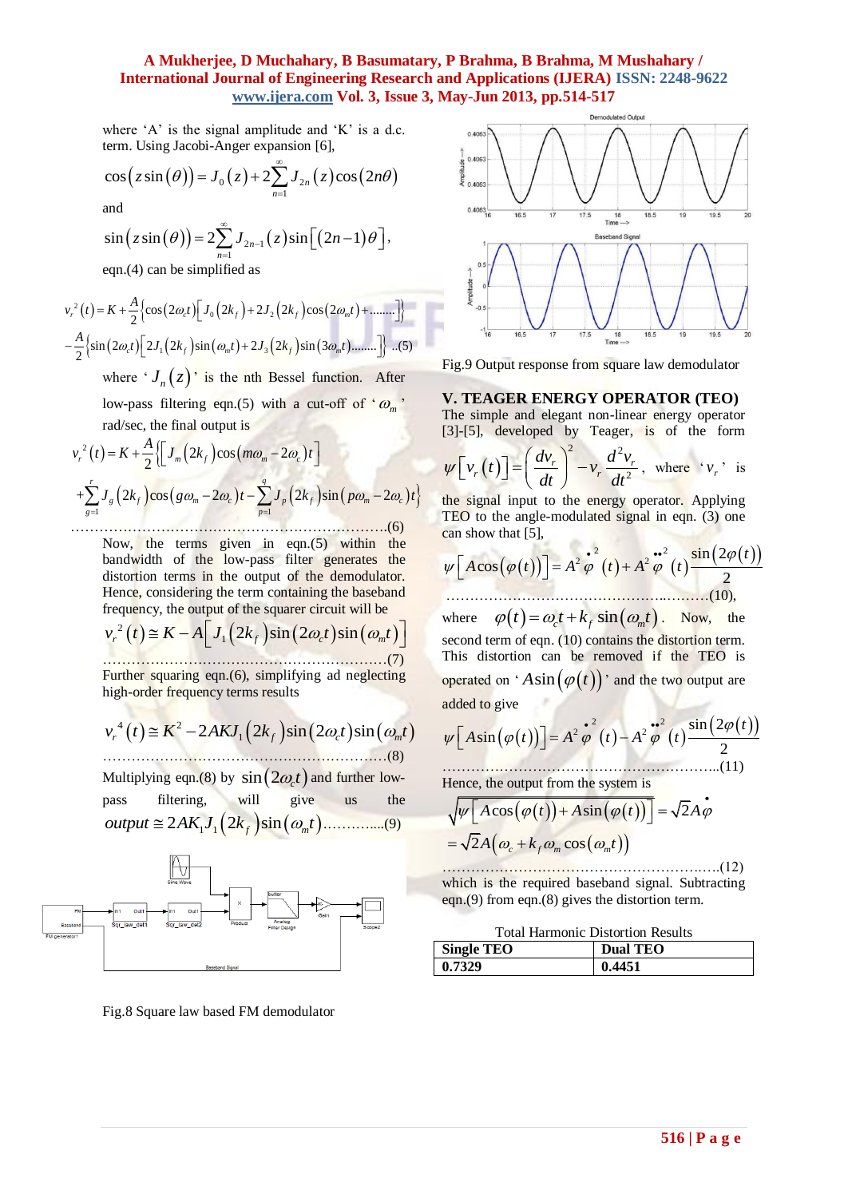where 'A' is the signal amplitude and 'K' is a d.c. term. Using Jacobi-Anger expansion [6],

$$\cos\left(z\sin(\theta)\right) = J_0(z) + 2\sum_{n=1}^{\infty} J_{2n}(z)\cos(2n\theta)$$

and

$$\sin\left(z\sin(\theta)\right) = 2\sum_{n=1}^{\infty} J_{2n-1}(z)\sin\left[(2n-1)\theta\right],$$

eqn.(4) can be simplified as

$$v_r^2(t) = K + \frac{A}{2}\left\{\cos(2\omega_c t)\left[J_0(2k_f) + 2J_2(2k_f)\cos(2\omega_m t) + \ldots\ldots\right]\right\}$$
$$-\frac{A}{2}\left\{\sin(2\omega_c t)\left[2J_1(2k_f)\sin(\omega_m t) + 2J_3(2k_f)\sin(3\omega_m t)\ldots\ldots\right]\right\} \quad ..(5)$$

where '$J_n(z)$' is the nth Bessel function. After low-pass filtering eqn.(5) with a cut-off of '$\omega_m$' rad/sec, the final output is

$$v_r^2(t) = K + \frac{A}{2}\left\{\left[J_m(2k_f)\cos(m\omega_m - 2\omega_c)t\right]\right.$$
$$\left.+\sum_{g=1}^{r} J_g(2k_f)\cos(g\omega_m - 2\omega_c)t - \sum_{p=1}^{q} J_p(2k_f)\sin(p\omega_m - 2\omega_c)t\right\}$$
$$\ldots\ldots(6)$$

Now, the terms given in eqn.(5) within the bandwidth of the low-pass filter generates the distortion terms in the output of the demodulator. Hence, considering the term containing the baseband frequency, the output of the squarer circuit will be

$$v_r^2(t) \cong K - A\left[J_1(2k_f)\sin(2\omega_c t)\sin(\omega_m t)\right] \quad \ldots\ldots(7)$$

Further squaring eqn.(6), simplifying ad neglecting high-order frequency terms results

$$v_r^4(t) \cong K^2 - 2AKJ_1(2k_f)\sin(2\omega_c t)\sin(\omega_m t) \quad \ldots\ldots(8)$$

Multiplying eqn.(8) by $\sin(2\omega_c t)$ and further low-pass filtering, will give us the

$$output \cong 2AK_1 J_1(2k_f)\sin(\omega_m t) \ldots\ldots\ldots\ldots(9)$$

Fig.8 Square law based FM demodulator

Fig.9 Output response from square law demodulator

## V. TEAGER ENERGY OPERATOR (TEO)

The simple and elegant non-linear energy operator [3]-[5], developed by Teager, is of the form

$$\psi\left[v_r(t)\right] = \left(\frac{dv_r}{dt}\right)^2 - v_r\frac{d^2 v_r}{dt^2},$$ where '$v_r$' is the signal input to the energy operator. Applying TEO to the angle-modulated signal in eqn. (3) one can show that [5],

$$\psi\left[A\cos(\varphi(t))\right] = A^2\dot{\varphi}^2(t) + A^2\ddot{\varphi}^2(t)\frac{\sin(2\varphi(t))}{2} \quad \ldots\ldots(10),$$

where $\varphi(t) = \omega_c t + k_f\sin(\omega_m t)$. Now, the second term of eqn. (10) contains the distortion term. This distortion can be removed if the TEO is operated on '$A\sin(\varphi(t))$' and the two output are added to give

$$\psi\left[A\sin(\varphi(t))\right] = A^2\dot{\varphi}^2(t) - A^2\ddot{\varphi}^2(t)\frac{\sin(2\varphi(t))}{2} \quad \ldots\ldots(11)$$

Hence, the output from the system is

$$\sqrt{\psi\left[A\cos(\varphi(t)) + A\sin(\varphi(t))\right]} = \sqrt{2}A\dot{\varphi}$$
$$= \sqrt{2}A\left(\omega_c + k_f\omega_m\cos(\omega_m t)\right) \quad \ldots\ldots(12)$$

which is the required baseband signal. Subtracting eqn.(9) from eqn.(8) gives the distortion term.

Total Harmonic Distortion Results

| Single TEO | Dual TEO |
|---|---|
| 0.7329 | 0.4451 |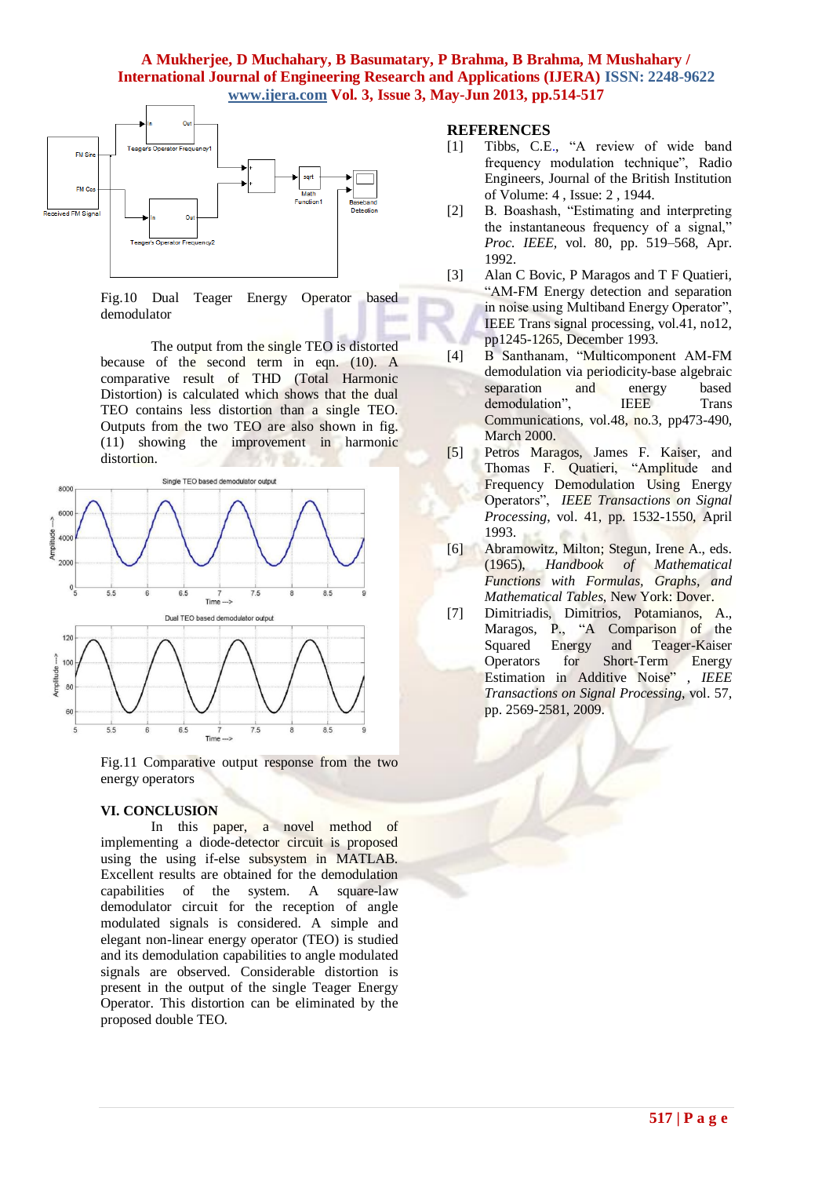FM Sine

FM Cos

Received FM Signal

In Out

Teager's Operator Frequency1

In Out

Teager's Operator Frequency2

sqrt

Math Function1

Baseband Detection

Fig.10 Dual Teager Energy Operator based demodulator

The output from the single TEO is distorted because of the second term in eqn. (10). A comparative result of THD (Total Harmonic Distortion) is calculated which shows that the dual TEO contains less distortion than a single TEO. Outputs from the two TEO are also shown in fig. (11) showing the improvement in harmonic distortion.

Single TEO based demodulator output

8000
6000
4000
2000
0

Amplitude --->

5 5.5 6 6.5 7 7.5 8 8.5 9

Time --->

Dual TEO based demodulator output

120
100
80
60

Amplitude --->

5 5.5 6 6.5 7 7.5 8 8.5 9

Time --->

Fig.11 Comparative output response from the two energy operators

## VI. CONCLUSION

In this paper, a novel method of implementing a diode-detector circuit is proposed using the using if-else subsystem in MATLAB. Excellent results are obtained for the demodulation capabilities of the system. A square-law demodulator circuit for the reception of angle modulated signals is considered. A simple and elegant non-linear energy operator (TEO) is studied and its demodulation capabilities to angle modulated signals are observed. Considerable distortion is present in the output of the single Teager Energy Operator. This distortion can be eliminated by the proposed double TEO.

## REFERENCES

[1] Tibbs, C.E., "A review of wide band frequency modulation technique", Radio Engineers, Journal of the British Institution of Volume: 4 , Issue: 2 , 1944.

[2] B. Boashash, "Estimating and interpreting the instantaneous frequency of a signal," *Proc. IEEE,* vol. 80, pp. 519–568, Apr. 1992.

[3] Alan C Bovic, P Maragos and T F Quatieri, "AM-FM Energy detection and separation in noise using Multiband Energy Operator", IEEE Trans signal processing, vol.41, no12, pp1245-1265, December 1993.

[4] B Santhanam, "Multicomponent AM-FM demodulation via periodicity-base algebraic separation and energy based demodulation", IEEE Trans Communications, vol.48, no.3, pp473-490, March 2000.

[5] Petros Maragos, James F. Kaiser, and Thomas F. Quatieri, "Amplitude and Frequency Demodulation Using Energy Operators", *IEEE Transactions on Signal Processing*, vol. 41, pp. 1532-1550, April 1993.

[6] Abramowitz, Milton; Stegun, Irene A., eds. (1965), *Handbook of Mathematical Functions with Formulas, Graphs, and Mathematical Tables*, New York: Dover.

[7] Dimitriadis, Dimitrios, Potamianos, A., Maragos, P., "A Comparison of the Squared Energy and Teager-Kaiser Operators for Short-Term Energy Estimation in Additive Noise" , *IEEE Transactions on Signal Processing*, vol. 57, pp. 2569-2581, 2009.